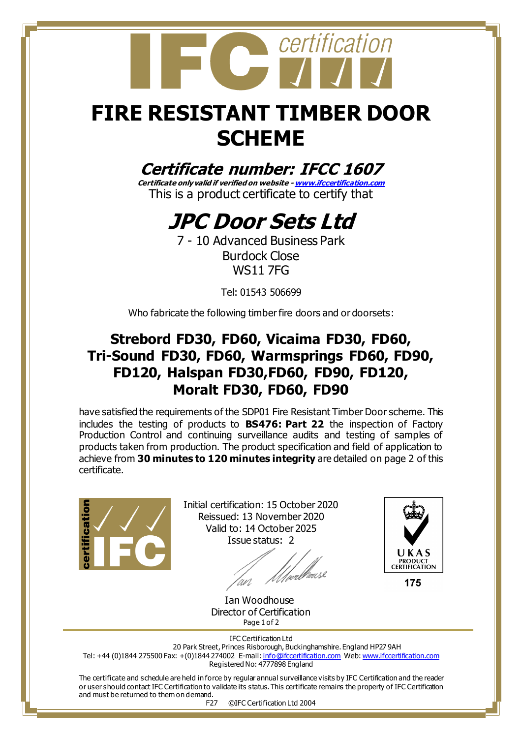# FIRE RESISTANT TIMBER DOOR SCHEME

## *Certificate number: IFCC 1607*

***Certificate only valid if verified on website - [www.ifccertification.com](http://www.ifccertification.com)***

This is a product certificate to certify that

## *JPC Door Sets Ltd*

7 - 10 Advanced Business Park
Burdock Close
WS11 7FG

Tel: 01543 506699

Who fabricate the following timber fire doors and or doorsets:

### Strebord FD30, FD60, Vicaima FD30, FD60, Tri-Sound FD30, FD60, Warmsprings FD60, FD90, FD120, Halspan FD30,FD60, FD90, FD120, Moralt FD30, FD60, FD90

have satisfied the requirements of the SDP01 Fire Resistant Timber Door scheme. This includes the testing of products to **BS476: Part 22** the inspection of Factory Production Control and continuing surveillance audits and testing of samples of products taken from production. The product specification and field of application to achieve from **30 minutes to 120 minutes integrity** are detailed on page 2 of this certificate.

Initial certification: 15 October 2020
Reissued: 13 November 2020
Valid to: 14 October 2025
Issue status: 2

Ian Woodhouse
Director of Certification

UKAS PRODUCT CERTIFICATION
175

IFC Certification Ltd
20 Park Street, Princes Risborough, Buckinghamshire. England HP27 9AH
Tel: +44 (0)1844 275500 Fax: +(0)1844 274002 E-mail: [info@ifccertification.com](mailto:info@ifccertification.com) Web: [www.ifccertification.com](http://www.ifccertification.com)
Registered No: 4777898 England

The certificate and schedule are held in force by regular annual surveillance visits by IFC Certification and the reader or user should contact IFC Certification to validate its status. This certificate remains the property of IFC Certification and must be returned to them on demand.

F27 ©IFC Certification Ltd 2004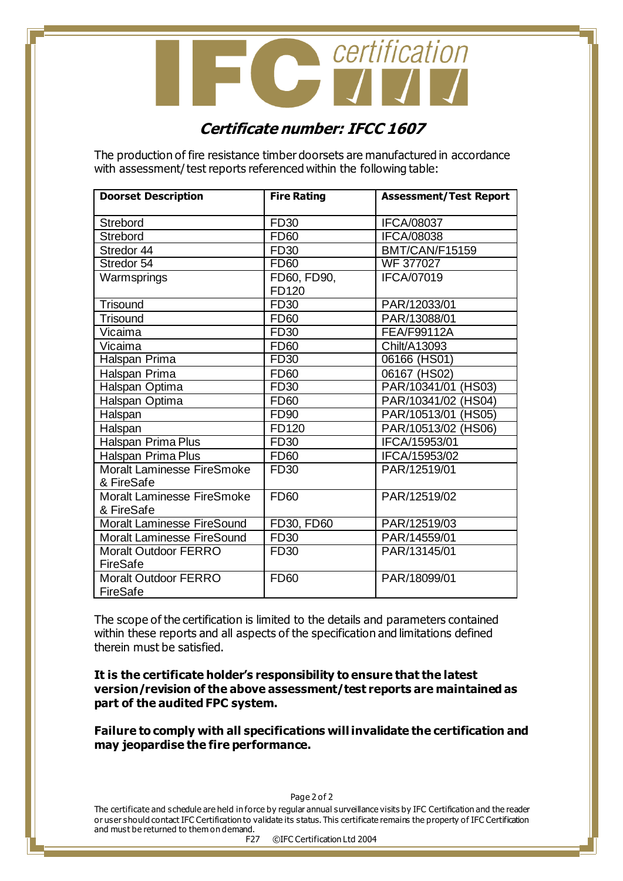## Certificate number: IFCC 1607

The production of fire resistance timber doorsets are manufactured in accordance with assessment/test reports referenced within the following table:

| Doorset Description | Fire Rating | Assessment/Test Report |
|---|---|---|
| Strebord | FD30 | IFCA/08037 |
| Strebord | FD60 | IFCA/08038 |
| Stredor 44 | FD30 | BMT/CAN/F15159 |
| Stredor 54 | FD60 | WF 377027 |
| Warmsprings | FD60, FD90, FD120 | IFCA/07019 |
| Trisound | FD30 | PAR/12033/01 |
| Trisound | FD60 | PAR/13088/01 |
| Vicaima | FD30 | FEA/F99112A |
| Vicaima | FD60 | Chilt/A13093 |
| Halspan Prima | FD30 | 06166 (HS01) |
| Halspan Prima | FD60 | 06167 (HS02) |
| Halspan Optima | FD30 | PAR/10341/01 (HS03) |
| Halspan Optima | FD60 | PAR/10341/02 (HS04) |
| Halspan | FD90 | PAR/10513/01 (HS05) |
| Halspan | FD120 | PAR/10513/02 (HS06) |
| Halspan Prima Plus | FD30 | IFCA/15953/01 |
| Halspan Prima Plus | FD60 | IFCA/15953/02 |
| Moralt Laminesse FireSmoke & FireSafe | FD30 | PAR/12519/01 |
| Moralt Laminesse FireSmoke & FireSafe | FD60 | PAR/12519/02 |
| Moralt Laminesse FireSound | FD30, FD60 | PAR/12519/03 |
| Moralt Laminesse FireSound | FD30 | PAR/14559/01 |
| Moralt Outdoor FERRO FireSafe | FD30 | PAR/13145/01 |
| Moralt Outdoor FERRO FireSafe | FD60 | PAR/18099/01 |

The scope of the certification is limited to the details and parameters contained within these reports and all aspects of the specification and limitations defined therein must be satisfied.

**It is the certificate holder's responsibility to ensure that the latest version/revision of the above assessment/test reports are maintained as part of the audited FPC system.**

**Failure to comply with all specifications will invalidate the certification and may jeopardise the fire performance.**

The certificate and schedule are held in force by regular annual surveillance visits by IFC Certification and the reader or user should contact IFC Certification to validate its status. This certificate remains the property of IFC Certification and must be returned to them on demand.

F27 ©IFC Certification Ltd 2004